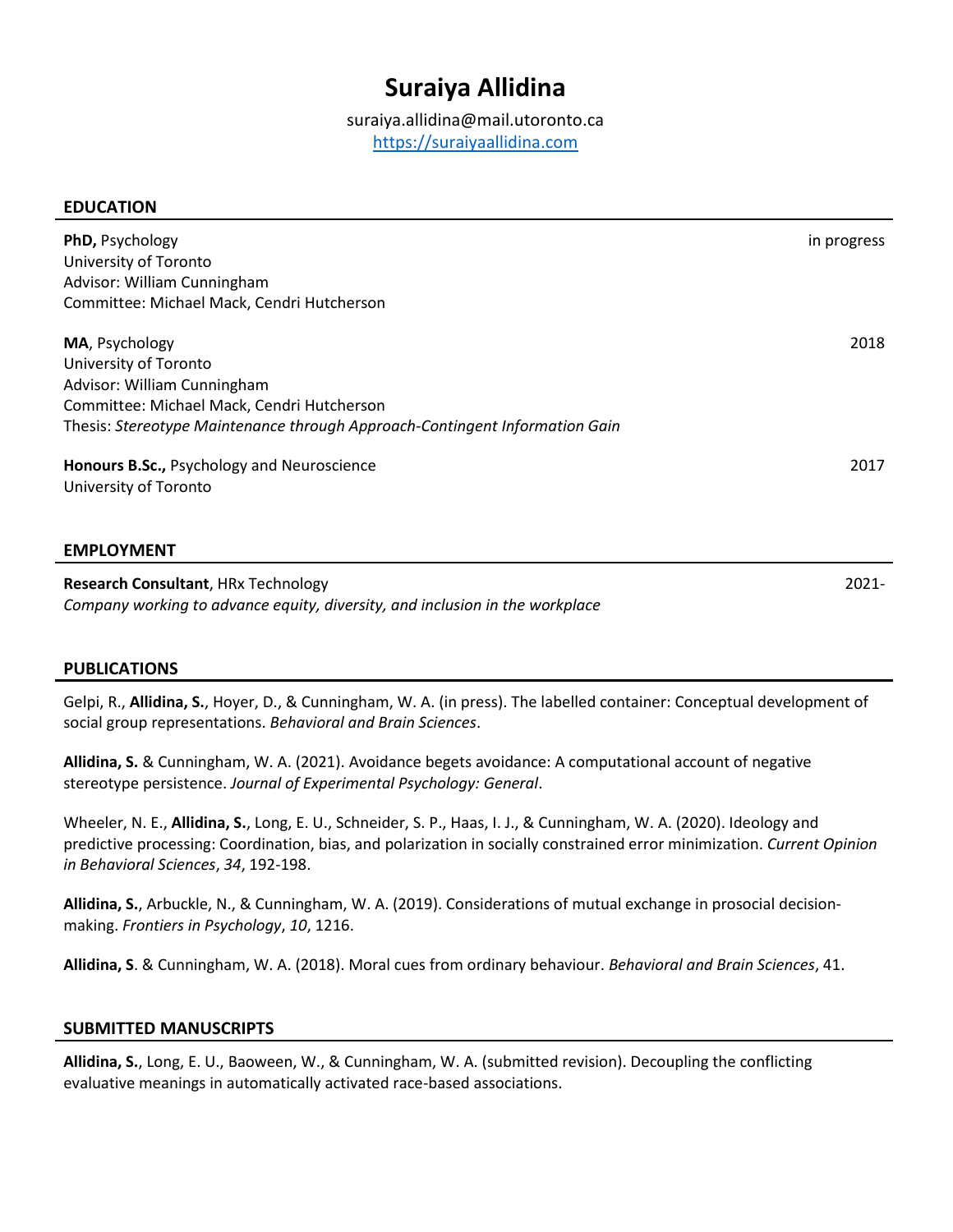# Suraiya Allidina

suraiya.allidina@mail.utoronto.ca
https://suraiyaallidina.com

## EDUCATION

**PhD,** Psychology — in progress
University of Toronto
Advisor: William Cunningham
Committee: Michael Mack, Cendri Hutcherson

**MA**, Psychology — 2018
University of Toronto
Advisor: William Cunningham
Committee: Michael Mack, Cendri Hutcherson
Thesis: *Stereotype Maintenance through Approach-Contingent Information Gain*

**Honours B.Sc.,** Psychology and Neuroscience — 2017
University of Toronto

## EMPLOYMENT

**Research Consultant**, HRx Technology — 2021-
*Company working to advance equity, diversity, and inclusion in the workplace*

## PUBLICATIONS

Gelpi, R., **Allidina, S.**, Hoyer, D., & Cunningham, W. A. (in press). The labelled container: Conceptual development of social group representations. *Behavioral and Brain Sciences*.

**Allidina, S.** & Cunningham, W. A. (2021). Avoidance begets avoidance: A computational account of negative stereotype persistence. *Journal of Experimental Psychology: General*.

Wheeler, N. E., **Allidina, S.**, Long, E. U., Schneider, S. P., Haas, I. J., & Cunningham, W. A. (2020). Ideology and predictive processing: Coordination, bias, and polarization in socially constrained error minimization. *Current Opinion in Behavioral Sciences*, *34*, 192-198.

**Allidina, S.**, Arbuckle, N., & Cunningham, W. A. (2019). Considerations of mutual exchange in prosocial decision-making. *Frontiers in Psychology*, *10*, 1216.

**Allidina, S**. & Cunningham, W. A. (2018). Moral cues from ordinary behaviour. *Behavioral and Brain Sciences*, 41.

## SUBMITTED MANUSCRIPTS

**Allidina, S.**, Long, E. U., Baoween, W., & Cunningham, W. A. (submitted revision). Decoupling the conflicting evaluative meanings in automatically activated race-based associations.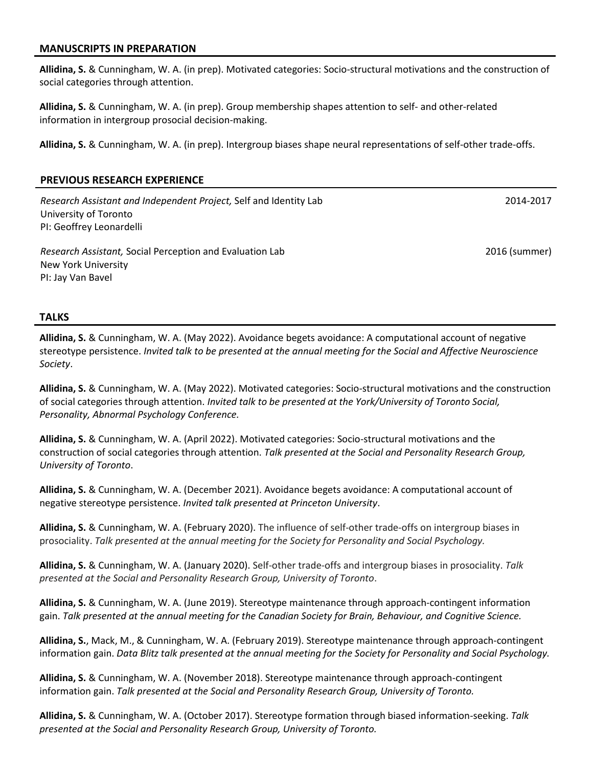## MANUSCRIPTS IN PREPARATION

**Allidina, S.** & Cunningham, W. A. (in prep). Motivated categories: Socio-structural motivations and the construction of social categories through attention.

**Allidina, S.** & Cunningham, W. A. (in prep). Group membership shapes attention to self- and other-related information in intergroup prosocial decision-making.

**Allidina, S.** & Cunningham, W. A. (in prep). Intergroup biases shape neural representations of self-other trade-offs.

## PREVIOUS RESEARCH EXPERIENCE

*Research Assistant and Independent Project,* Self and Identity Lab — 2014-2017
University of Toronto
PI: Geoffrey Leonardelli

*Research Assistant,* Social Perception and Evaluation Lab — 2016 (summer)
New York University
PI: Jay Van Bavel

## TALKS

**Allidina, S.** & Cunningham, W. A. (May 2022). Avoidance begets avoidance: A computational account of negative stereotype persistence. *Invited talk to be presented at the annual meeting for the Social and Affective Neuroscience Society*.

**Allidina, S.** & Cunningham, W. A. (May 2022). Motivated categories: Socio-structural motivations and the construction of social categories through attention. *Invited talk to be presented at the York/University of Toronto Social, Personality, Abnormal Psychology Conference.*

**Allidina, S.** & Cunningham, W. A. (April 2022). Motivated categories: Socio-structural motivations and the construction of social categories through attention. *Talk presented at the Social and Personality Research Group, University of Toronto*.

**Allidina, S.** & Cunningham, W. A. (December 2021). Avoidance begets avoidance: A computational account of negative stereotype persistence. *Invited talk presented at Princeton University*.

**Allidina, S.** & Cunningham, W. A. (February 2020). The influence of self-other trade-offs on intergroup biases in prosociality. *Talk presented at the annual meeting for the Society for Personality and Social Psychology.*

**Allidina, S.** & Cunningham, W. A. (January 2020). Self-other trade-offs and intergroup biases in prosociality. *Talk presented at the Social and Personality Research Group, University of Toronto*.

**Allidina, S.** & Cunningham, W. A. (June 2019). Stereotype maintenance through approach-contingent information gain. *Talk presented at the annual meeting for the Canadian Society for Brain, Behaviour, and Cognitive Science.*

**Allidina, S.**, Mack, M., & Cunningham, W. A. (February 2019). Stereotype maintenance through approach-contingent information gain. *Data Blitz talk presented at the annual meeting for the Society for Personality and Social Psychology.*

**Allidina, S.** & Cunningham, W. A. (November 2018). Stereotype maintenance through approach-contingent information gain. *Talk presented at the Social and Personality Research Group, University of Toronto.*

**Allidina, S.** & Cunningham, W. A. (October 2017). Stereotype formation through biased information-seeking. *Talk presented at the Social and Personality Research Group, University of Toronto.*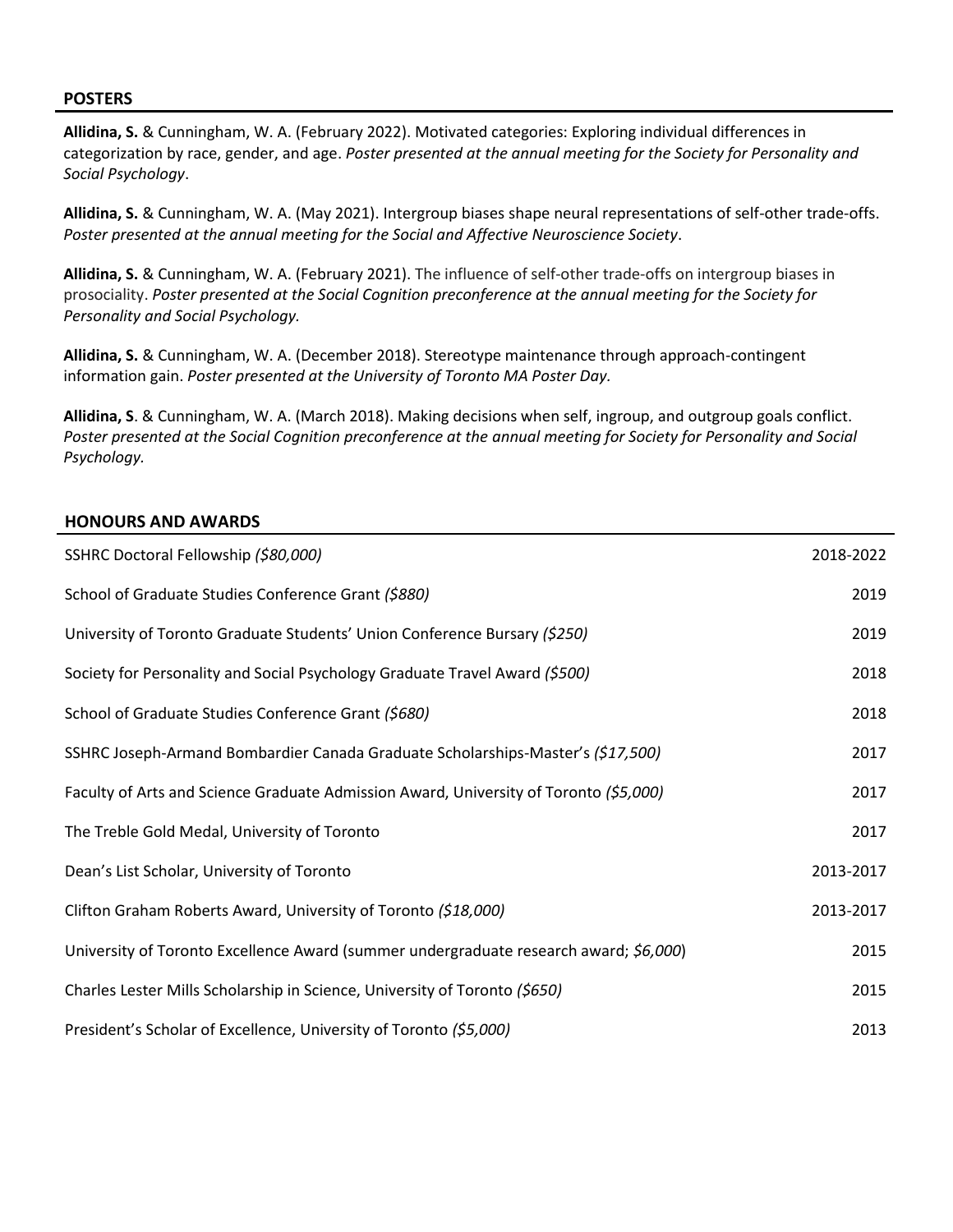## POSTERS

**Allidina, S.** & Cunningham, W. A. (February 2022). Motivated categories: Exploring individual differences in categorization by race, gender, and age. *Poster presented at the annual meeting for the Society for Personality and Social Psychology*.

**Allidina, S.** & Cunningham, W. A. (May 2021). Intergroup biases shape neural representations of self-other trade-offs. *Poster presented at the annual meeting for the Social and Affective Neuroscience Society*.

**Allidina, S.** & Cunningham, W. A. (February 2021). The influence of self-other trade-offs on intergroup biases in prosociality. *Poster presented at the Social Cognition preconference at the annual meeting for the Society for Personality and Social Psychology.*

**Allidina, S.** & Cunningham, W. A. (December 2018). Stereotype maintenance through approach-contingent information gain. *Poster presented at the University of Toronto MA Poster Day.*

**Allidina, S**. & Cunningham, W. A. (March 2018). Making decisions when self, ingroup, and outgroup goals conflict. *Poster presented at the Social Cognition preconference at the annual meeting for Society for Personality and Social Psychology.*

## HONOURS AND AWARDS

| Award | Year |
| --- | --- |
| SSHRC Doctoral Fellowship *($80,000)* | 2018-2022 |
| School of Graduate Studies Conference Grant *($880)* | 2019 |
| University of Toronto Graduate Students' Union Conference Bursary *($250)* | 2019 |
| Society for Personality and Social Psychology Graduate Travel Award *($500)* | 2018 |
| School of Graduate Studies Conference Grant *($680)* | 2018 |
| SSHRC Joseph-Armand Bombardier Canada Graduate Scholarships-Master's *($17,500)* | 2017 |
| Faculty of Arts and Science Graduate Admission Award, University of Toronto *($5,000)* | 2017 |
| The Treble Gold Medal, University of Toronto | 2017 |
| Dean's List Scholar, University of Toronto | 2013-2017 |
| Clifton Graham Roberts Award, University of Toronto *($18,000)* | 2013-2017 |
| University of Toronto Excellence Award (summer undergraduate research award; *$6,000*) | 2015 |
| Charles Lester Mills Scholarship in Science, University of Toronto *($650)* | 2015 |
| President's Scholar of Excellence, University of Toronto *($5,000)* | 2013 |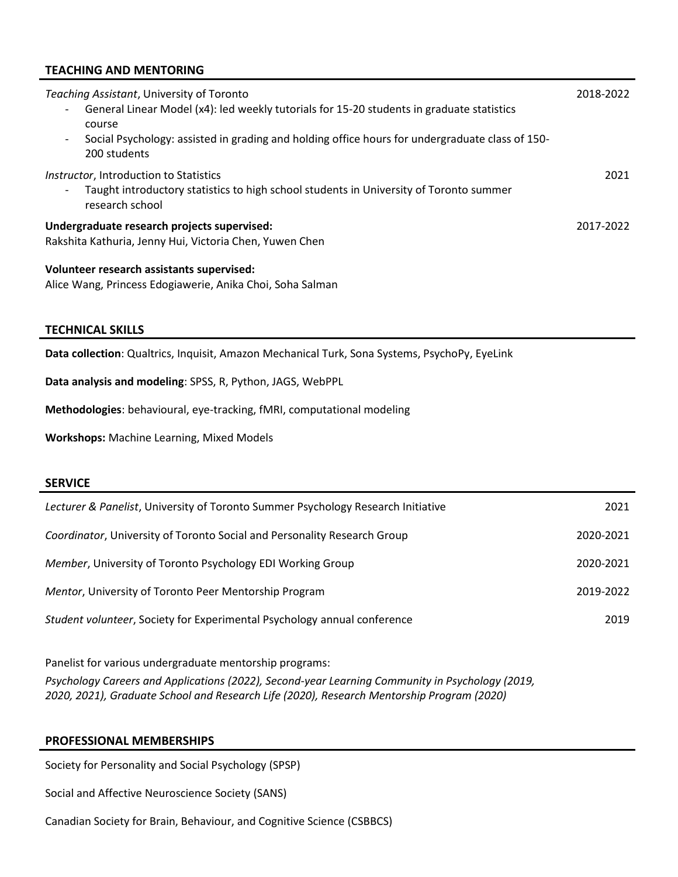## TEACHING AND MENTORING

*Teaching Assistant*, University of Toronto — 2018-2022

- General Linear Model (x4): led weekly tutorials for 15-20 students in graduate statistics course
- Social Psychology: assisted in grading and holding office hours for undergraduate class of 150-200 students

*Instructor*, Introduction to Statistics — 2021

- Taught introductory statistics to high school students in University of Toronto summer research school

**Undergraduate research projects supervised:** — 2017-2022
Rakshita Kathuria, Jenny Hui, Victoria Chen, Yuwen Chen

**Volunteer research assistants supervised:**
Alice Wang, Princess Edogiawerie, Anika Choi, Soha Salman

## TECHNICAL SKILLS

**Data collection**: Qualtrics, Inquisit, Amazon Mechanical Turk, Sona Systems, PsychoPy, EyeLink

**Data analysis and modeling**: SPSS, R, Python, JAGS, WebPPL

**Methodologies**: behavioural, eye-tracking, fMRI, computational modeling

**Workshops:** Machine Learning, Mixed Models

## SERVICE

*Lecturer & Panelist*, University of Toronto Summer Psychology Research Initiative — 2021

*Coordinator*, University of Toronto Social and Personality Research Group — 2020-2021

*Member*, University of Toronto Psychology EDI Working Group — 2020-2021

*Mentor*, University of Toronto Peer Mentorship Program — 2019-2022

*Student volunteer*, Society for Experimental Psychology annual conference — 2019

Panelist for various undergraduate mentorship programs:
*Psychology Careers and Applications (2022), Second-year Learning Community in Psychology (2019, 2020, 2021), Graduate School and Research Life (2020), Research Mentorship Program (2020)*

## PROFESSIONAL MEMBERSHIPS

Society for Personality and Social Psychology (SPSP)

Social and Affective Neuroscience Society (SANS)

Canadian Society for Brain, Behaviour, and Cognitive Science (CSBBCS)